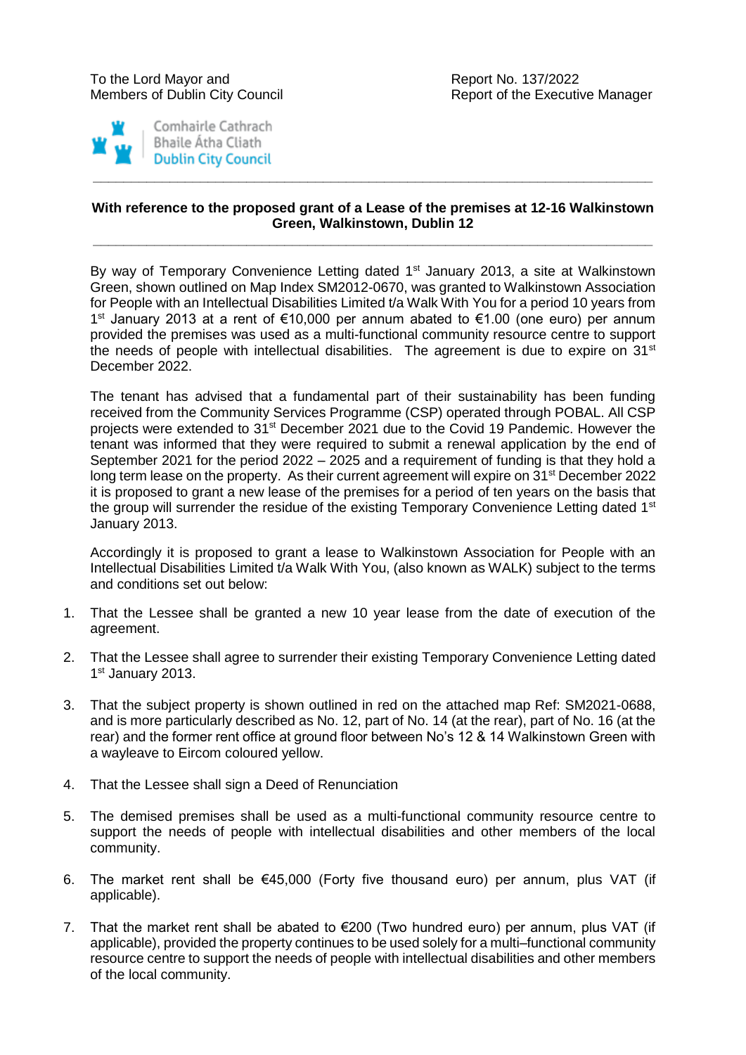To the Lord Mayor and
Members of Dublin City Council

Report No. 137/2022
Report of the Executive Manager

Comhairle Cathrach
Bhaile Átha Cliath
Dublin City Council

---

**With reference to the proposed grant of a Lease of the premises at 12-16 Walkinstown Green, Walkinstown, Dublin 12**

---

By way of Temporary Convenience Letting dated 1st January 2013, a site at Walkinstown Green, shown outlined on Map Index SM2012-0670, was granted to Walkinstown Association for People with an Intellectual Disabilities Limited t/a Walk With You for a period 10 years from 1st January 2013 at a rent of €10,000 per annum abated to €1.00 (one euro) per annum provided the premises was used as a multi-functional community resource centre to support the needs of people with intellectual disabilities. The agreement is due to expire on 31st December 2022.

The tenant has advised that a fundamental part of their sustainability has been funding received from the Community Services Programme (CSP) operated through POBAL. All CSP projects were extended to 31st December 2021 due to the Covid 19 Pandemic. However the tenant was informed that they were required to submit a renewal application by the end of September 2021 for the period 2022 – 2025 and a requirement of funding is that they hold a long term lease on the property. As their current agreement will expire on 31st December 2022 it is proposed to grant a new lease of the premises for a period of ten years on the basis that the group will surrender the residue of the existing Temporary Convenience Letting dated 1st January 2013.

Accordingly it is proposed to grant a lease to Walkinstown Association for People with an Intellectual Disabilities Limited t/a Walk With You, (also known as WALK) subject to the terms and conditions set out below:

1. That the Lessee shall be granted a new 10 year lease from the date of execution of the agreement.

2. That the Lessee shall agree to surrender their existing Temporary Convenience Letting dated 1st January 2013.

3. That the subject property is shown outlined in red on the attached map Ref: SM2021-0688, and is more particularly described as No. 12, part of No. 14 (at the rear), part of No. 16 (at the rear) and the former rent office at ground floor between No's 12 & 14 Walkinstown Green with a wayleave to Eircom coloured yellow.

4. That the Lessee shall sign a Deed of Renunciation

5. The demised premises shall be used as a multi-functional community resource centre to support the needs of people with intellectual disabilities and other members of the local community.

6. The market rent shall be €45,000 (Forty five thousand euro) per annum, plus VAT (if applicable).

7. That the market rent shall be abated to €200 (Two hundred euro) per annum, plus VAT (if applicable), provided the property continues to be used solely for a multi–functional community resource centre to support the needs of people with intellectual disabilities and other members of the local community.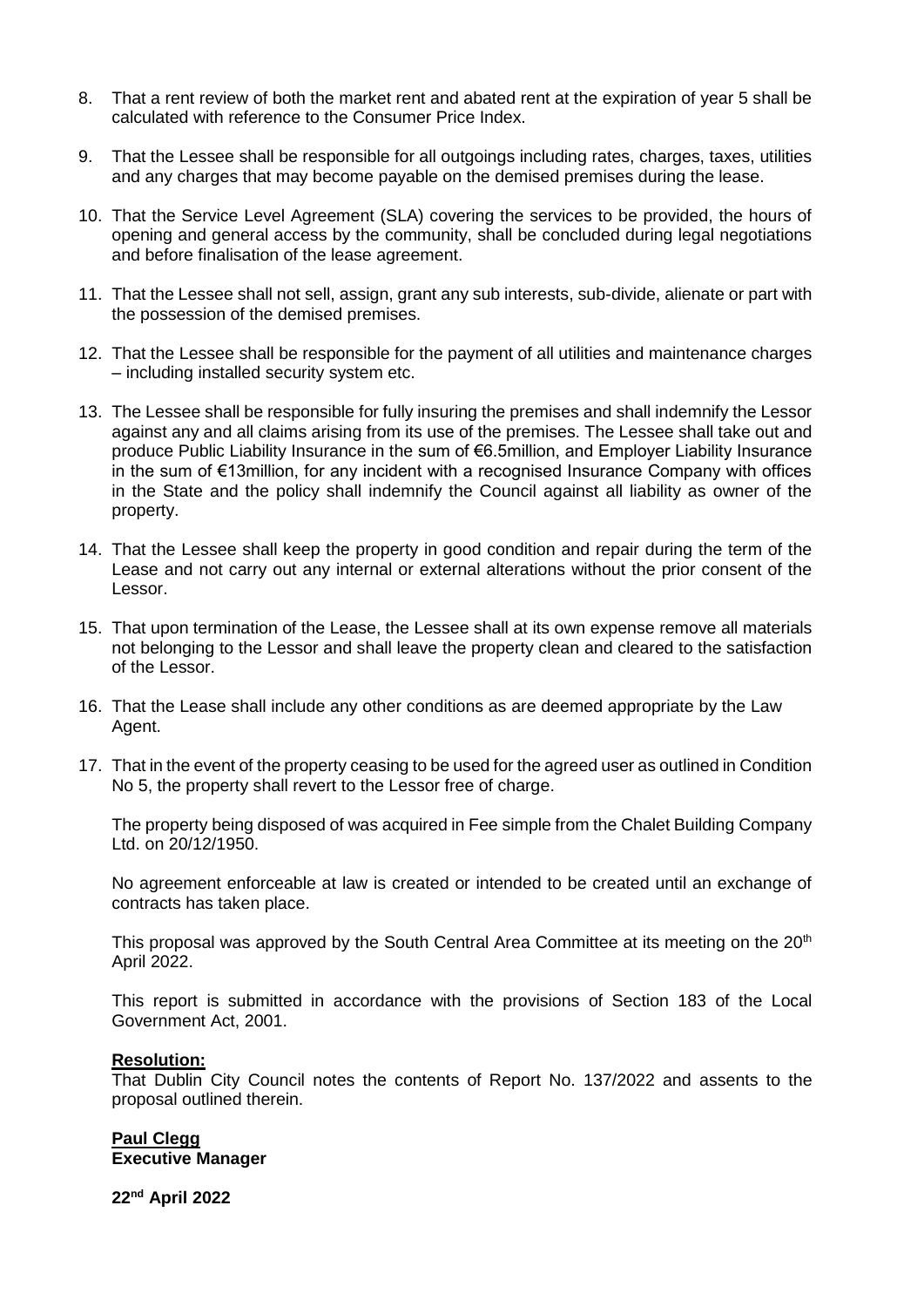8. That a rent review of both the market rent and abated rent at the expiration of year 5 shall be calculated with reference to the Consumer Price Index.

9. That the Lessee shall be responsible for all outgoings including rates, charges, taxes, utilities and any charges that may become payable on the demised premises during the lease.

10. That the Service Level Agreement (SLA) covering the services to be provided, the hours of opening and general access by the community, shall be concluded during legal negotiations and before finalisation of the lease agreement.

11. That the Lessee shall not sell, assign, grant any sub interests, sub-divide, alienate or part with the possession of the demised premises.

12. That the Lessee shall be responsible for the payment of all utilities and maintenance charges – including installed security system etc.

13. The Lessee shall be responsible for fully insuring the premises and shall indemnify the Lessor against any and all claims arising from its use of the premises. The Lessee shall take out and produce Public Liability Insurance in the sum of €6.5million, and Employer Liability Insurance in the sum of €13million, for any incident with a recognised Insurance Company with offices in the State and the policy shall indemnify the Council against all liability as owner of the property.

14. That the Lessee shall keep the property in good condition and repair during the term of the Lease and not carry out any internal or external alterations without the prior consent of the Lessor.

15. That upon termination of the Lease, the Lessee shall at its own expense remove all materials not belonging to the Lessor and shall leave the property clean and cleared to the satisfaction of the Lessor.

16. That the Lease shall include any other conditions as are deemed appropriate by the Law Agent.

17. That in the event of the property ceasing to be used for the agreed user as outlined in Condition No 5, the property shall revert to the Lessor free of charge.

The property being disposed of was acquired in Fee simple from the Chalet Building Company Ltd. on 20/12/1950.

No agreement enforceable at law is created or intended to be created until an exchange of contracts has taken place.

This proposal was approved by the South Central Area Committee at its meeting on the 20th April 2022.

This report is submitted in accordance with the provisions of Section 183 of the Local Government Act, 2001.

**Resolution:**
That Dublin City Council notes the contents of Report No. 137/2022 and assents to the proposal outlined therein.

**Paul Clegg**
**Executive Manager**

**22nd April 2022**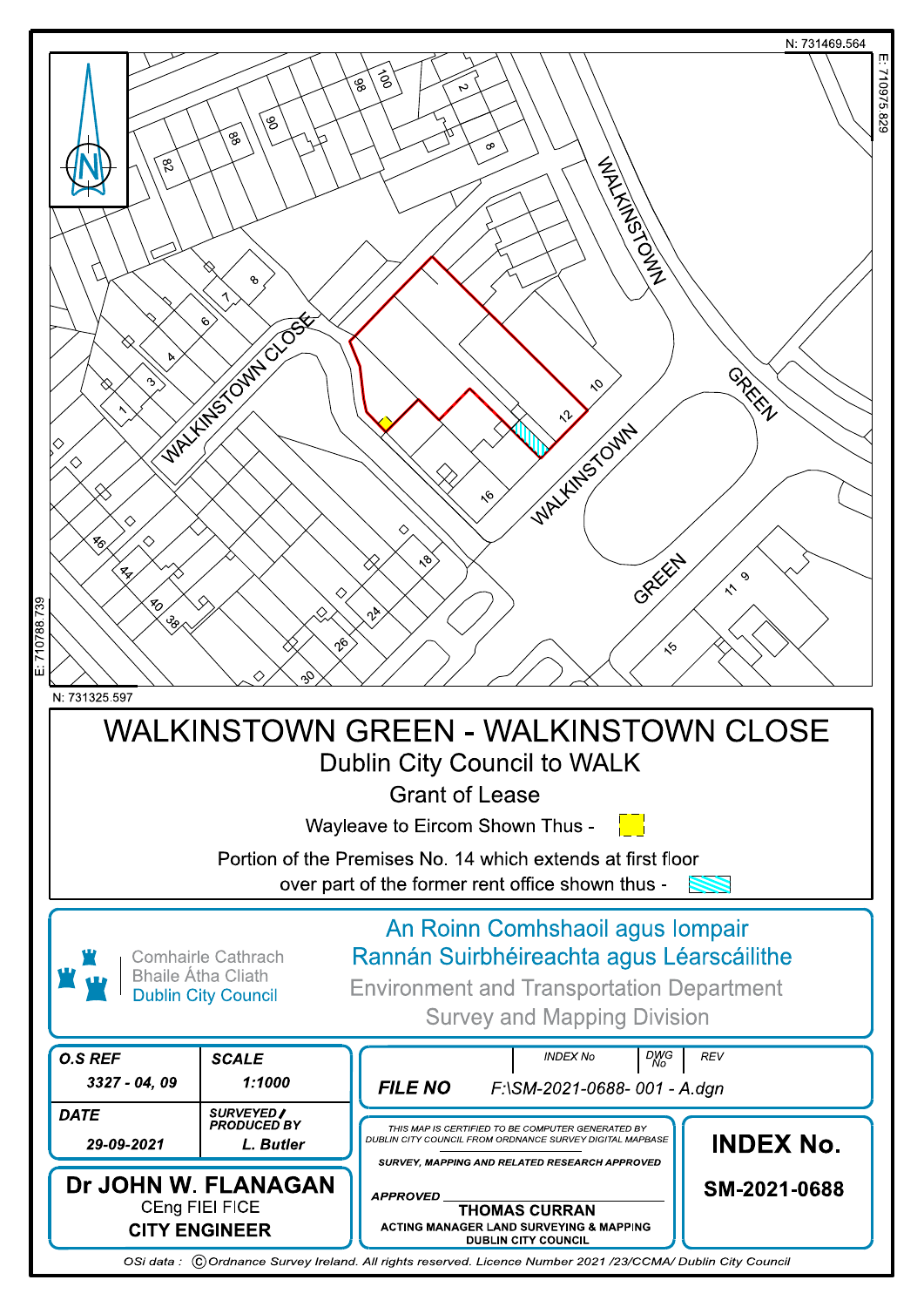N: 731469.564

E: 710975.829

E: 710788.739

N: 731325.597

WALKINSTOWN CLOSE

WALKINSTOWN GREEN

WALKINSTOWN GREEN

# WALKINSTOWN GREEN - WALKINSTOWN CLOSE

Dublin City Council to WALK

Grant of Lease

Wayleave to Eircom Shown Thus -

Portion of the Premises No. 14 which extends at first floor over part of the former rent office shown thus -

Comhairle Cathrach Bhaile Átha Cliath
Dublin City Council

An Roinn Comhshaoil agus Iompair
Rannán Suirbhéireachta agus Léarscáilithe
Environment and Transportation Department
Survey and Mapping Division

| O.S REF | SCALE |
|---|---|
| 3327 - 04, 09 | 1:1000 |
| DATE | SURVEYED / PRODUCED BY |
| 29-09-2021 | L. Butler |

**Dr JOHN W. FLANAGAN**
CEng FIEI FICE
**CITY ENGINEER**

| | INDEX No | DWG No | REV |
|---|---|---|---|
| FILE NO | F:\SM-2021-0688- 001 - A.dgn | | |

THIS MAP IS CERTIFIED TO BE COMPUTER GENERATED BY DUBLIN CITY COUNCIL FROM ORDNANCE SURVEY DIGITAL MAPBASE

SURVEY, MAPPING AND RELATED RESEARCH APPROVED

APPROVED

THOMAS CURRAN
ACTING MANAGER LAND SURVEYING & MAPPING
DUBLIN CITY COUNCIL

**INDEX No.**
**SM-2021-0688**

OSi data : © Ordnance Survey Ireland. All rights reserved. Licence Number 2021 /23/CCMA/ Dublin City Council